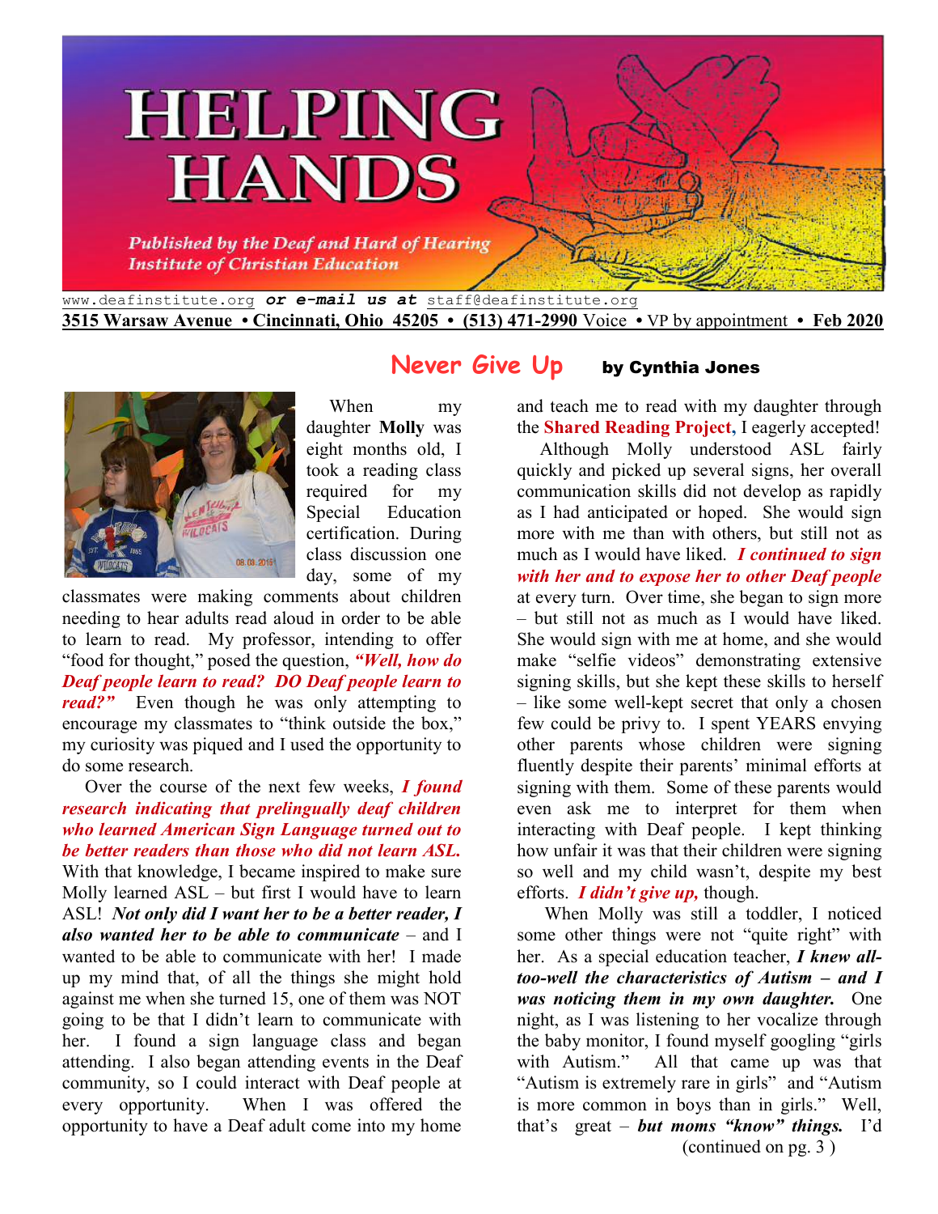# HELPING HANDS

*Published by the Deaf and Hard of Hearing Institute of Christian Education*

www.deafinstitute.org ***or e-mail us at*** staff@deafinstitute.org

**3515 Warsaw Avenue • Cincinnati, Ohio 45205 • (513) 471-2990** Voice • VP by appointment • **Feb 2020**

## Never Give Up

**by Cynthia Jones**

When my daughter **Molly** was eight months old, I took a reading class required for my Special Education certification. During class discussion one day, some of my classmates were making comments about children needing to hear adults read aloud in order to be able to learn to read. My professor, intending to offer "food for thought," posed the question, ***"Well, how do Deaf people learn to read? DO Deaf people learn to read?"*** Even though he was only attempting to encourage my classmates to "think outside the box," my curiosity was piqued and I used the opportunity to do some research.

Over the course of the next few weeks, ***I found research indicating that prelingually deaf children who learned American Sign Language turned out to be better readers than those who did not learn ASL.*** With that knowledge, I became inspired to make sure Molly learned ASL – but first I would have to learn ASL! ***Not only did I want her to be a better reader, I also wanted her to be able to communicate*** – and I wanted to be able to communicate with her! I made up my mind that, of all the things she might hold against me when she turned 15, one of them was NOT going to be that I didn't learn to communicate with her. I found a sign language class and began attending. I also began attending events in the Deaf community, so I could interact with Deaf people at every opportunity. When I was offered the opportunity to have a Deaf adult come into my home and teach me to read with my daughter through the **Shared Reading Project,** I eagerly accepted!

Although Molly understood ASL fairly quickly and picked up several signs, her overall communication skills did not develop as rapidly as I had anticipated or hoped. She would sign more with me than with others, but still not as much as I would have liked. ***I continued to sign with her and to expose her to other Deaf people*** at every turn. Over time, she began to sign more – but still not as much as I would have liked. She would sign with me at home, and she would make "selfie videos" demonstrating extensive signing skills, but she kept these skills to herself – like some well-kept secret that only a chosen few could be privy to. I spent YEARS envying other parents whose children were signing fluently despite their parents' minimal efforts at signing with them. Some of these parents would even ask me to interpret for them when interacting with Deaf people. I kept thinking how unfair it was that their children were signing so well and my child wasn't, despite my best efforts. ***I didn't give up,*** though.

When Molly was still a toddler, I noticed some other things were not "quite right" with her. As a special education teacher, ***I knew all-too-well the characteristics of Autism – and I was noticing them in my own daughter.*** One night, as I was listening to her vocalize through the baby monitor, I found myself googling "girls with Autism." All that came up was that "Autism is extremely rare in girls" and "Autism is more common in boys than in girls." Well, that's great – ***but moms "know" things.*** I'd

(continued on pg. 3 )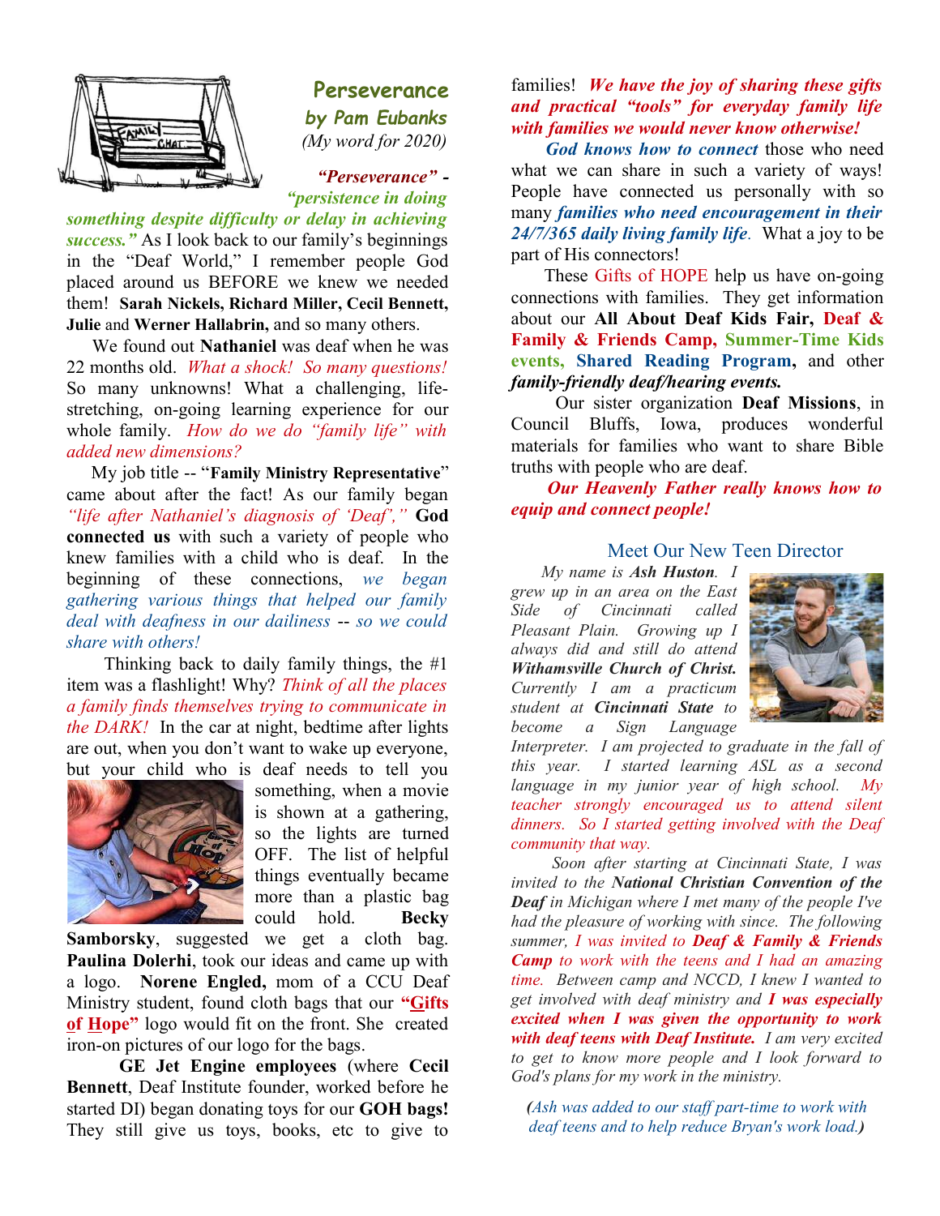## Perseverance

### *by Pam Eubanks*

*(My word for 2020)*

***"Perseverance" - "persistence in doing something despite difficulty or delay in achieving success."*** As I look back to our family's beginnings in the "Deaf World," I remember people God placed around us BEFORE we knew we needed them! **Sarah Nickels, Richard Miller, Cecil Bennett, Julie** and **Werner Hallabrin,** and so many others.

We found out **Nathaniel** was deaf when he was 22 months old. *What a shock! So many questions!* So many unknowns! What a challenging, life-stretching, on-going learning experience for our whole family. *How do we do "family life" with added new dimensions?*

My job title -- "**Family Ministry Representative**" came about after the fact! As our family began *"life after Nathaniel's diagnosis of 'Deaf',"* **God connected us** with such a variety of people who knew families with a child who is deaf. In the beginning of these connections, *we began gathering various things that helped our family deal with deafness in our dailiness -- so we could share with others!*

Thinking back to daily family things, the #1 item was a flashlight! Why? *Think of all the places a family finds themselves trying to communicate in the DARK!* In the car at night, bedtime after lights are out, when you don't want to wake up everyone, but your child who is deaf needs to tell you something, when a movie is shown at a gathering, so the lights are turned OFF. The list of helpful things eventually became more than a plastic bag could hold. **Becky Samborsky**, suggested we get a cloth bag. **Paulina Dolerhi**, took our ideas and came up with a logo. **Norene Engled,** mom of a CCU Deaf Ministry student, found cloth bags that our **"Gifts of Hope"** logo would fit on the front. She created iron-on pictures of our logo for the bags.

**GE Jet Engine employees** (where **Cecil Bennett**, Deaf Institute founder, worked before he started DI) began donating toys for our **GOH bags!** They still give us toys, books, etc to give to families! ***We have the joy of sharing these gifts and practical "tools" for everyday family life with families we would never know otherwise!***

***God knows how to connect*** those who need what we can share in such a variety of ways! People have connected us personally with so many ***families who need encouragement in their 24/7/365 daily living family life***. What a joy to be part of His connectors!

These Gifts of HOPE help us have on-going connections with families. They get information about our **All About Deaf Kids Fair, Deaf & Family & Friends Camp, Summer-Time Kids events, Shared Reading Program,** and other ***family-friendly deaf/hearing events.***

Our sister organization **Deaf Missions**, in Council Bluffs, Iowa, produces wonderful materials for families who want to share Bible truths with people who are deaf.

***Our Heavenly Father really knows how to equip and connect people!***

## Meet Our New Teen Director

*My name is **Ash Huston**. I grew up in an area on the East Side of Cincinnati called Pleasant Plain. Growing up I always did and still do attend **Withamsville Church of Christ.** Currently I am a practicum student at **Cincinnati State** to become a Sign Language Interpreter. I am projected to graduate in the fall of this year. I started learning ASL as a second language in my junior year of high school. My teacher strongly encouraged us to attend silent dinners. So I started getting involved with the Deaf community that way.*

*Soon after starting at Cincinnati State, I was invited to the **National Christian Convention of the Deaf** in Michigan where I met many of the people I've had the pleasure of working with since. The following summer, I was invited to **Deaf & Family & Friends Camp** to work with the teens and I had an amazing time. Between camp and NCCD, I knew I wanted to get involved with deaf ministry and **I was especially excited when I was given the opportunity to work with deaf teens with Deaf Institute.** I am very excited to get to know more people and I look forward to God's plans for my work in the ministry.*

*(Ash was added to our staff part-time to work with deaf teens and to help reduce Bryan's work load.)*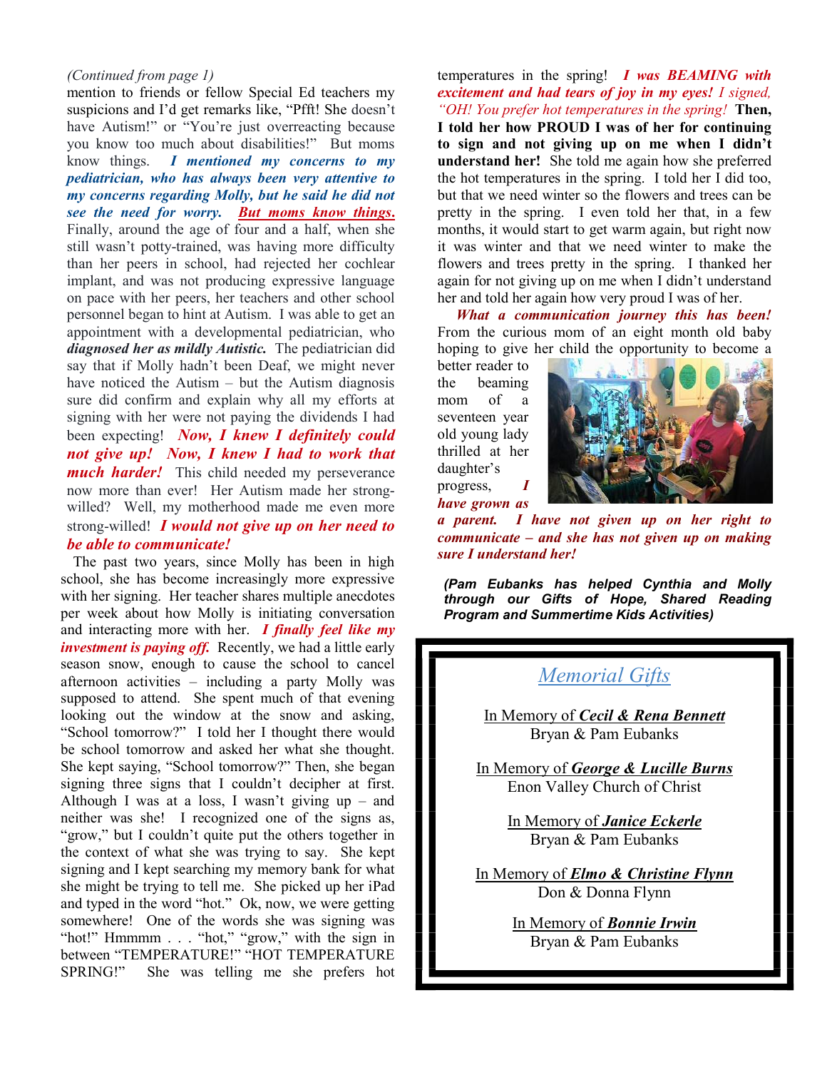*(Continued from page 1)*

mention to friends or fellow Special Ed teachers my suspicions and I'd get remarks like, "Pfft! She doesn't have Autism!" or "You're just overreacting because you know too much about disabilities!" But moms know things. ***I mentioned my concerns to my pediatrician, who has always been very attentive to my concerns regarding Molly, but he said he did not see the need for worry.*** ***But moms know things.*** Finally, around the age of four and a half, when she still wasn't potty-trained, was having more difficulty than her peers in school, had rejected her cochlear implant, and was not producing expressive language on pace with her peers, her teachers and other school personnel began to hint at Autism. I was able to get an appointment with a developmental pediatrician, who ***diagnosed her as mildly Autistic.*** The pediatrician did say that if Molly hadn't been Deaf, we might never have noticed the Autism – but the Autism diagnosis sure did confirm and explain why all my efforts at signing with her were not paying the dividends I had been expecting! ***Now, I knew I definitely could not give up! Now, I knew I had to work that much harder!*** This child needed my perseverance now more than ever! Her Autism made her strong-willed? Well, my motherhood made me even more strong-willed! ***I would not give up on her need to be able to communicate!***

The past two years, since Molly has been in high school, she has become increasingly more expressive with her signing. Her teacher shares multiple anecdotes per week about how Molly is initiating conversation and interacting more with her. ***I finally feel like my investment is paying off.*** Recently, we had a little early season snow, enough to cause the school to cancel afternoon activities – including a party Molly was supposed to attend. She spent much of that evening looking out the window at the snow and asking, "School tomorrow?" I told her I thought there would be school tomorrow and asked her what she thought. She kept saying, "School tomorrow?" Then, she began signing three signs that I couldn't decipher at first. Although I was at a loss, I wasn't giving up – and neither was she! I recognized one of the signs as, "grow," but I couldn't quite put the others together in the context of what she was trying to say. She kept signing and I kept searching my memory bank for what she might be trying to tell me. She picked up her iPad and typed in the word "hot." Ok, now, we were getting somewhere! One of the words she was signing was "hot!" Hmmmm . . . "hot," "grow," with the sign in between "TEMPERATURE!" "HOT TEMPERATURE SPRING!" She was telling me she prefers hot temperatures in the spring! ***I was BEAMING with excitement and had tears of joy in my eyes!*** *I signed, "OH! You prefer hot temperatures in the spring!"* **Then, I told her how PROUD I was of her for continuing to sign and not giving up on me when I didn't understand her!** She told me again how she preferred the hot temperatures in the spring. I told her I did too, but that we need winter so the flowers and trees can be pretty in the spring. I even told her that, in a few months, it would start to get warm again, but right now it was winter and that we need winter to make the flowers and trees pretty in the spring. I thanked her again for not giving up on me when I didn't understand her and told her again how very proud I was of her.

***What a communication journey this has been!*** From the curious mom of an eight month old baby hoping to give her child the opportunity to become a better reader to the beaming mom of a seventeen year old young lady thrilled at her daughter's progress, ***I have grown as a parent. I have not given up on her right to communicate – and she has not given up on making sure I understand her!***

***(Pam Eubanks has helped Cynthia and Molly through our Gifts of Hope, Shared Reading Program and Summertime Kids Activities)***

## *Memorial Gifts*

In Memory of ***Cecil & Rena Bennett***
Bryan & Pam Eubanks

In Memory of ***George & Lucille Burns***
Enon Valley Church of Christ

In Memory of ***Janice Eckerle***
Bryan & Pam Eubanks

In Memory of ***Elmo & Christine Flynn***
Don & Donna Flynn

In Memory of ***Bonnie Irwin***
Bryan & Pam Eubanks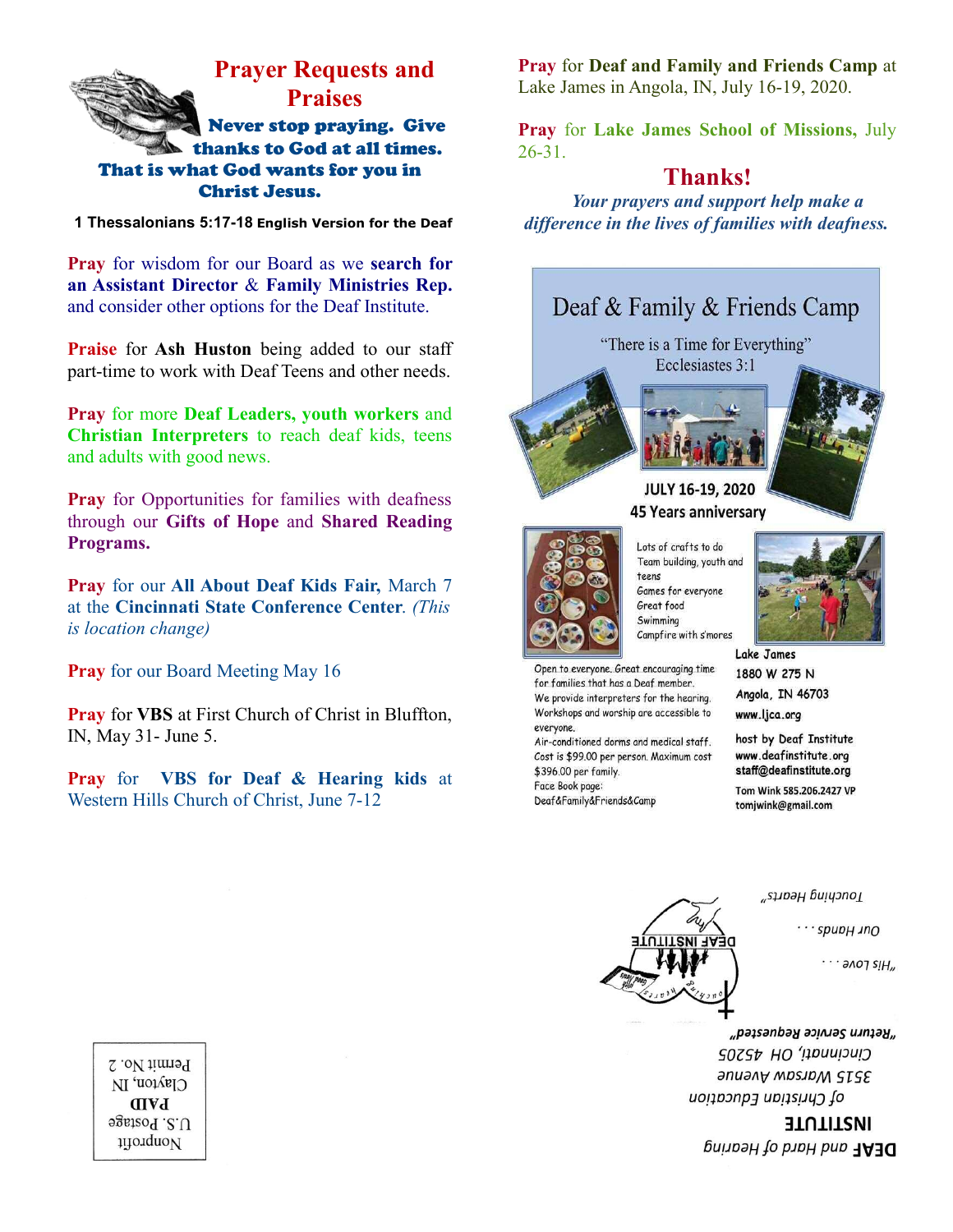## Prayer Requests and Praises

**Never stop praying. Give thanks to God at all times. That is what God wants for you in Christ Jesus.**

**1 Thessalonians 5:17-18 English Version for the Deaf**

**Pray** for wisdom for our Board as we **search for an Assistant Director** & **Family Ministries Rep.** and consider other options for the Deaf Institute.

**Praise** for **Ash Huston** being added to our staff part-time to work with Deaf Teens and other needs.

**Pray** for more **Deaf Leaders, youth workers** and **Christian Interpreters** to reach deaf kids, teens and adults with good news.

**Pray** for Opportunities for families with deafness through our **Gifts of Hope** and **Shared Reading Programs.**

**Pray** for our **All About Deaf Kids Fair,** March 7 at the **Cincinnati State Conference Center**. *(This is location change)*

**Pray** for our Board Meeting May 16

**Pray** for **VBS** at First Church of Christ in Bluffton, IN, May 31- June 5.

**Pray** for **VBS for Deaf & Hearing kids** at Western Hills Church of Christ, June 7-12

**Pray** for **Deaf and Family and Friends Camp** at Lake James in Angola, IN, July 16-19, 2020.

**Pray** for **Lake James School of Missions,** July 26-31.

## Thanks!

***Your prayers and support help make a difference in the lives of families with deafness.***

## Deaf & Family & Friends Camp

"There is a Time for Everything"
Ecclesiastes 3:1

**JULY 16-19, 2020**
**45 Years anniversary**

- Lots of crafts to do
- Team building, youth and teens
- Games for everyone
- Great food
- Swimming
- Campfire with s'mores

Open to everyone. Great encouraging time for families that has a Deaf member.
We provide interpreters for the hearing.
Workshops and worship are accessible to everyone.
Air-conditioned dorms and medical staff.
Cost is $99.00 per person. Maximum cost $396.00 per family.
Face Book page:
Deaf&Family&Friends&Camp

Lake James
1880 W 275 N
Angola, IN 46703
www.ljca.org

host by Deaf Institute
www.deafinstitute.org
staff@deafinstitute.org

Tom Wink 585.206.2427 VP
tomjwink@gmail.com

"His Love . . .
Our Hands . . .
Touching Hearts"

DEAF INSTITUTE

**DEAF** and Hard of Hearing
**INSTITUTE**
of Christian Education
3515 Warsaw Avenue
Cincinnati, OH 45205
"Return Service Requested"

Nonprofit
U.S. Postage
PAID
Clayton, IN
Permit No. 2